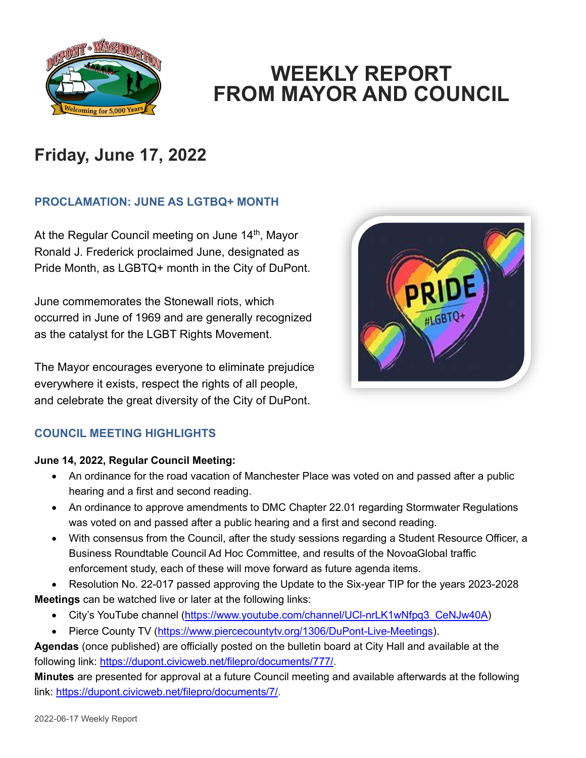# WEEKLY REPORT FROM MAYOR AND COUNCIL

## Friday, June 17, 2022

### PROCLAMATION: JUNE AS LGTBQ+ MONTH

At the Regular Council meeting on June 14th, Mayor Ronald J. Frederick proclaimed June, designated as Pride Month, as LGBTQ+ month in the City of DuPont.

June commemorates the Stonewall riots, which occurred in June of 1969 and are generally recognized as the catalyst for the LGBT Rights Movement.

The Mayor encourages everyone to eliminate prejudice everywhere it exists, respect the rights of all people, and celebrate the great diversity of the City of DuPont.

### COUNCIL MEETING HIGHLIGHTS

**June 14, 2022, Regular Council Meeting:**

- An ordinance for the road vacation of Manchester Place was voted on and passed after a public hearing and a first and second reading.
- An ordinance to approve amendments to DMC Chapter 22.01 regarding Stormwater Regulations was voted on and passed after a public hearing and a first and second reading.
- With consensus from the Council, after the study sessions regarding a Student Resource Officer, a Business Roundtable Council Ad Hoc Committee, and results of the NovoaGlobal traffic enforcement study, each of these will move forward as future agenda items.
- Resolution No. 22-017 passed approving the Update to the Six-year TIP for the years 2023-2028

**Meetings** can be watched live or later at the following links:

- City's YouTube channel (https://www.youtube.com/channel/UCl-nrLK1wNfpq3_CeNJw40A)
- Pierce County TV (https://www.piercecountytv.org/1306/DuPont-Live-Meetings).

**Agendas** (once published) are officially posted on the bulletin board at City Hall and available at the following link: https://dupont.civicweb.net/filepro/documents/777/.

**Minutes** are presented for approval at a future Council meeting and available afterwards at the following link: https://dupont.civicweb.net/filepro/documents/7/.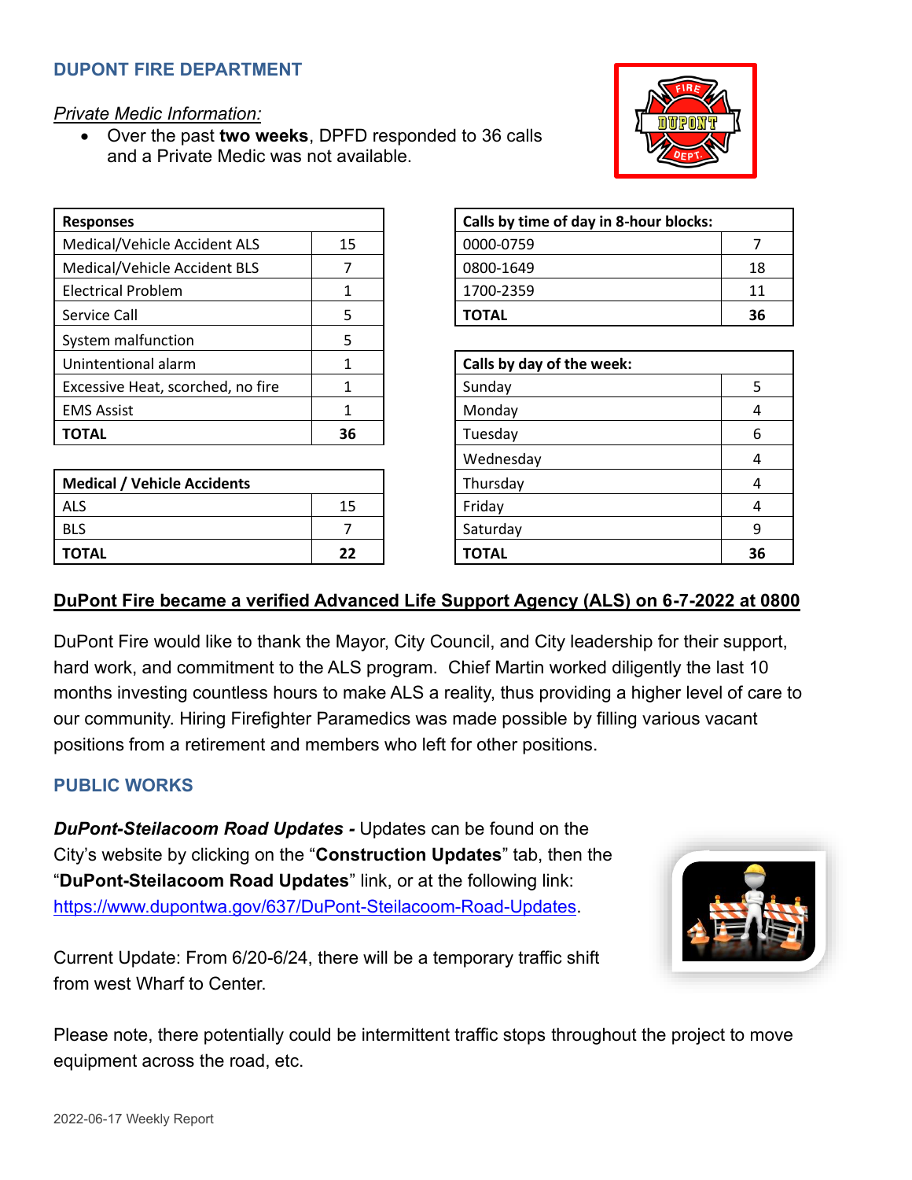## DUPONT FIRE DEPARTMENT

*Private Medic Information:*

- Over the past **two weeks**, DPFD responded to 36 calls and a Private Medic was not available.

| Responses | |
|---|---|
| Medical/Vehicle Accident ALS | 15 |
| Medical/Vehicle Accident BLS | 7 |
| Electrical Problem | 1 |
| Service Call | 5 |
| System malfunction | 5 |
| Unintentional alarm | 1 |
| Excessive Heat, scorched, no fire | 1 |
| EMS Assist | 1 |
| **TOTAL** | **36** |

| Medical / Vehicle Accidents | |
|---|---|
| ALS | 15 |
| BLS | 7 |
| **TOTAL** | **22** |

| Calls by time of day in 8-hour blocks: | |
|---|---|
| 0000-0759 | 7 |
| 0800-1649 | 18 |
| 1700-2359 | 11 |
| **TOTAL** | **36** |

| Calls by day of the week: | |
|---|---|
| Sunday | 5 |
| Monday | 4 |
| Tuesday | 6 |
| Wednesday | 4 |
| Thursday | 4 |
| Friday | 4 |
| Saturday | 9 |
| **TOTAL** | **36** |

**DuPont Fire became a verified Advanced Life Support Agency (ALS) on 6-7-2022 at 0800**

DuPont Fire would like to thank the Mayor, City Council, and City leadership for their support, hard work, and commitment to the ALS program. Chief Martin worked diligently the last 10 months investing countless hours to make ALS a reality, thus providing a higher level of care to our community. Hiring Firefighter Paramedics was made possible by filling various vacant positions from a retirement and members who left for other positions.

## PUBLIC WORKS

***DuPont-Steilacoom Road Updates -*** Updates can be found on the City's website by clicking on the "**Construction Updates**" tab, then the "**DuPont-Steilacoom Road Updates**" link, or at the following link: https://www.dupontwa.gov/637/DuPont-Steilacoom-Road-Updates.

Current Update: From 6/20-6/24, there will be a temporary traffic shift from west Wharf to Center.

Please note, there potentially could be intermittent traffic stops throughout the project to move equipment across the road, etc.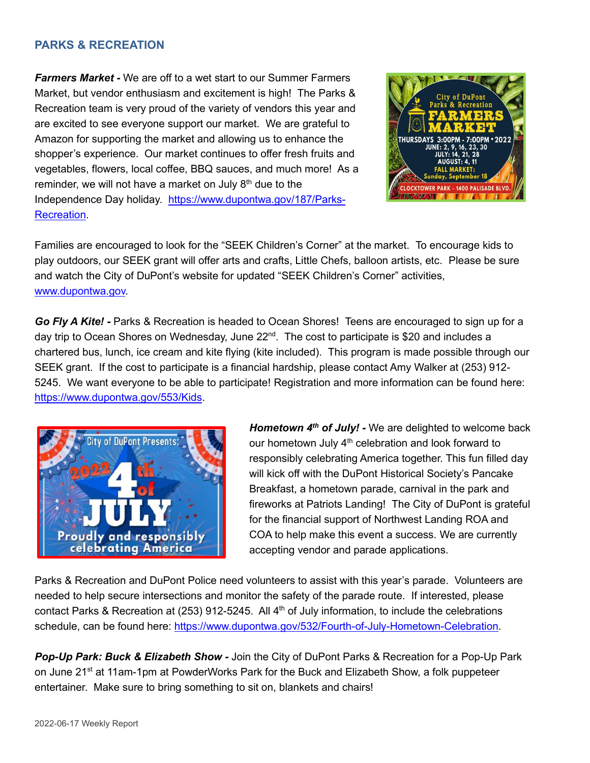## PARKS & RECREATION

***Farmers Market -*** We are off to a wet start to our Summer Farmers Market, but vendor enthusiasm and excitement is high! The Parks & Recreation team is very proud of the variety of vendors this year and are excited to see everyone support our market. We are grateful to Amazon for supporting the market and allowing us to enhance the shopper's experience. Our market continues to offer fresh fruits and vegetables, flowers, local coffee, BBQ sauces, and much more! As a reminder, we will not have a market on July 8th due to the Independence Day holiday. https://www.dupontwa.gov/187/Parks-Recreation.

Families are encouraged to look for the "SEEK Children's Corner" at the market. To encourage kids to play outdoors, our SEEK grant will offer arts and crafts, Little Chefs, balloon artists, etc. Please be sure and watch the City of DuPont's website for updated "SEEK Children's Corner" activities, www.dupontwa.gov.

***Go Fly A Kite! -*** Parks & Recreation is headed to Ocean Shores! Teens are encouraged to sign up for a day trip to Ocean Shores on Wednesday, June 22nd. The cost to participate is $20 and includes a chartered bus, lunch, ice cream and kite flying (kite included). This program is made possible through our SEEK grant. If the cost to participate is a financial hardship, please contact Amy Walker at (253) 912-5245. We want everyone to be able to participate! Registration and more information can be found here: https://www.dupontwa.gov/553/Kids.

***Hometown 4th of July! -*** We are delighted to welcome back our hometown July 4th celebration and look forward to responsibly celebrating America together. This fun filled day will kick off with the DuPont Historical Society's Pancake Breakfast, a hometown parade, carnival in the park and fireworks at Patriots Landing! The City of DuPont is grateful for the financial support of Northwest Landing ROA and COA to help make this event a success. We are currently accepting vendor and parade applications.

Parks & Recreation and DuPont Police need volunteers to assist with this year's parade. Volunteers are needed to help secure intersections and monitor the safety of the parade route. If interested, please contact Parks & Recreation at (253) 912-5245. All 4th of July information, to include the celebrations schedule, can be found here: https://www.dupontwa.gov/532/Fourth-of-July-Hometown-Celebration.

***Pop-Up Park: Buck & Elizabeth Show -*** Join the City of DuPont Parks & Recreation for a Pop-Up Park on June 21st at 11am-1pm at PowderWorks Park for the Buck and Elizabeth Show, a folk puppeteer entertainer. Make sure to bring something to sit on, blankets and chairs!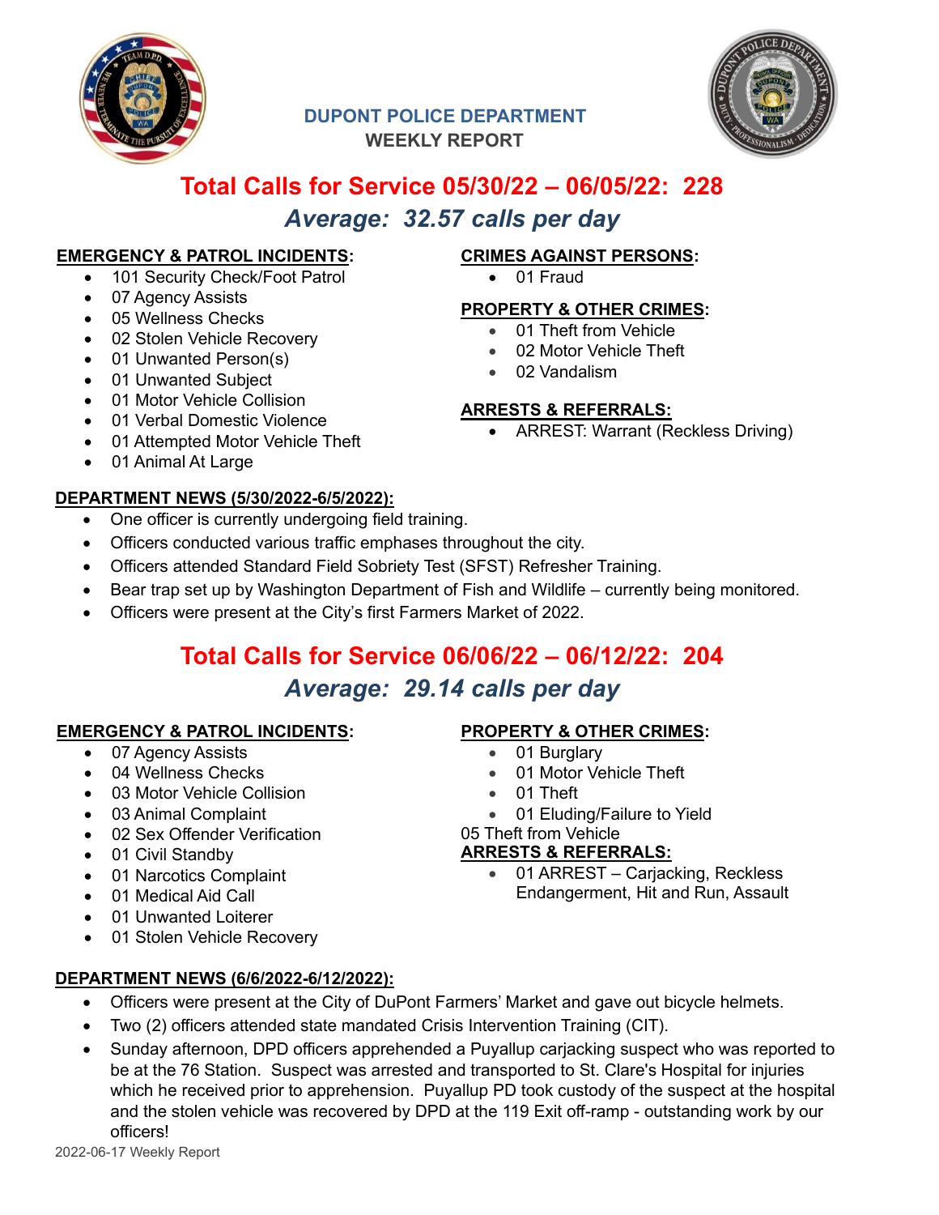**DUPONT POLICE DEPARTMENT**
**WEEKLY REPORT**

# Total Calls for Service 05/30/22 – 06/05/22: 228

## *Average: 32.57 calls per day*

**EMERGENCY & PATROL INCIDENTS:**

- 101 Security Check/Foot Patrol
- 07 Agency Assists
- 05 Wellness Checks
- 02 Stolen Vehicle Recovery
- 01 Unwanted Person(s)
- 01 Unwanted Subject
- 01 Motor Vehicle Collision
- 01 Verbal Domestic Violence
- 01 Attempted Motor Vehicle Theft
- 01 Animal At Large

**CRIMES AGAINST PERSONS:**

- 01 Fraud

**PROPERTY & OTHER CRIMES:**

- 01 Theft from Vehicle
- 02 Motor Vehicle Theft
- 02 Vandalism

**ARRESTS & REFERRALS:**

- ARREST: Warrant (Reckless Driving)

**DEPARTMENT NEWS (5/30/2022-6/5/2022):**

- One officer is currently undergoing field training.
- Officers conducted various traffic emphases throughout the city.
- Officers attended Standard Field Sobriety Test (SFST) Refresher Training.
- Bear trap set up by Washington Department of Fish and Wildlife – currently being monitored.
- Officers were present at the City's first Farmers Market of 2022.

# Total Calls for Service 06/06/22 – 06/12/22: 204

## *Average: 29.14 calls per day*

**EMERGENCY & PATROL INCIDENTS:**

- 07 Agency Assists
- 04 Wellness Checks
- 03 Motor Vehicle Collision
- 03 Animal Complaint
- 02 Sex Offender Verification
- 01 Civil Standby
- 01 Narcotics Complaint
- 01 Medical Aid Call
- 01 Unwanted Loiterer
- 01 Stolen Vehicle Recovery

**PROPERTY & OTHER CRIMES:**

- 01 Burglary
- 01 Motor Vehicle Theft
- 01 Theft
- 01 Eluding/Failure to Yield

05 Theft from Vehicle

**ARRESTS & REFERRALS:**

- 01 ARREST – Carjacking, Reckless Endangerment, Hit and Run, Assault

**DEPARTMENT NEWS (6/6/2022-6/12/2022):**

- Officers were present at the City of DuPont Farmers' Market and gave out bicycle helmets.
- Two (2) officers attended state mandated Crisis Intervention Training (CIT).
- Sunday afternoon, DPD officers apprehended a Puyallup carjacking suspect who was reported to be at the 76 Station. Suspect was arrested and transported to St. Clare's Hospital for injuries which he received prior to apprehension. Puyallup PD took custody of the suspect at the hospital and the stolen vehicle was recovered by DPD at the 119 Exit off-ramp - outstanding work by our officers!

2022-06-17 Weekly Report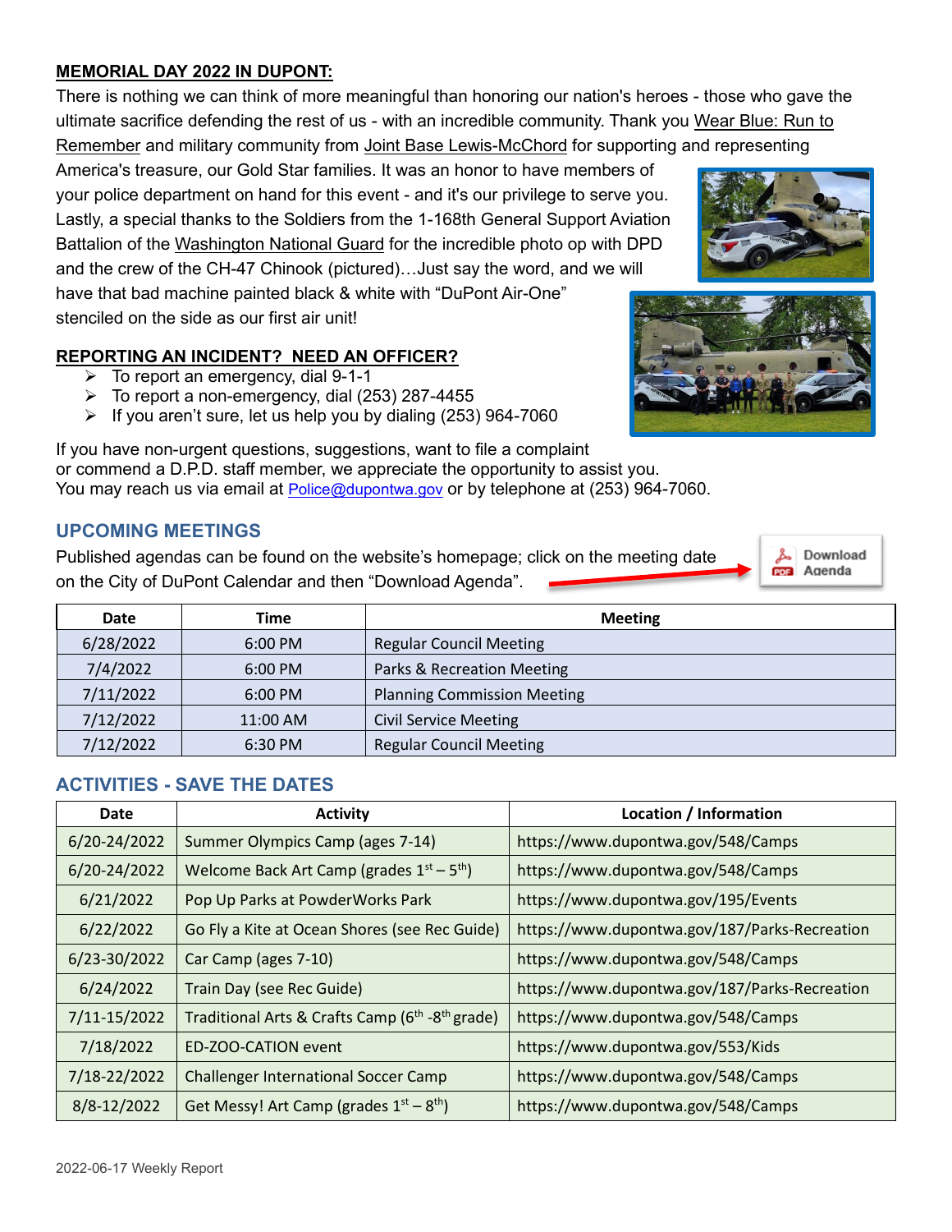## MEMORIAL DAY 2022 IN DUPONT:

There is nothing we can think of more meaningful than honoring our nation's heroes - those who gave the ultimate sacrifice defending the rest of us - with an incredible community. Thank you Wear Blue: Run to Remember and military community from Joint Base Lewis-McChord for supporting and representing America's treasure, our Gold Star families. It was an honor to have members of your police department on hand for this event - and it's our privilege to serve you. Lastly, a special thanks to the Soldiers from the 1-168th General Support Aviation Battalion of the Washington National Guard for the incredible photo op with DPD and the crew of the CH-47 Chinook (pictured)…Just say the word, and we will have that bad machine painted black & white with "DuPont Air-One" stenciled on the side as our first air unit!

## REPORTING AN INCIDENT? NEED AN OFFICER?

- To report an emergency, dial 9-1-1
- To report a non-emergency, dial (253) 287-4455
- If you aren't sure, let us help you by dialing (253) 964-7060

If you have non-urgent questions, suggestions, want to file a complaint or commend a D.P.D. staff member, we appreciate the opportunity to assist you. You may reach us via email at Police@dupontwa.gov or by telephone at (253) 964-7060.

## UPCOMING MEETINGS

Published agendas can be found on the website's homepage; click on the meeting date on the City of DuPont Calendar and then "Download Agenda".

Download Agenda

| Date | Time | Meeting |
|---|---|---|
| 6/28/2022 | 6:00 PM | Regular Council Meeting |
| 7/4/2022 | 6:00 PM | Parks & Recreation Meeting |
| 7/11/2022 | 6:00 PM | Planning Commission Meeting |
| 7/12/2022 | 11:00 AM | Civil Service Meeting |
| 7/12/2022 | 6:30 PM | Regular Council Meeting |

## ACTIVITIES - SAVE THE DATES

| Date | Activity | Location / Information |
|---|---|---|
| 6/20-24/2022 | Summer Olympics Camp (ages 7-14) | https://www.dupontwa.gov/548/Camps |
| 6/20-24/2022 | Welcome Back Art Camp (grades 1st – 5th) | https://www.dupontwa.gov/548/Camps |
| 6/21/2022 | Pop Up Parks at PowderWorks Park | https://www.dupontwa.gov/195/Events |
| 6/22/2022 | Go Fly a Kite at Ocean Shores (see Rec Guide) | https://www.dupontwa.gov/187/Parks-Recreation |
| 6/23-30/2022 | Car Camp (ages 7-10) | https://www.dupontwa.gov/548/Camps |
| 6/24/2022 | Train Day (see Rec Guide) | https://www.dupontwa.gov/187/Parks-Recreation |
| 7/11-15/2022 | Traditional Arts & Crafts Camp (6th -8th grade) | https://www.dupontwa.gov/548/Camps |
| 7/18/2022 | ED-ZOO-CATION event | https://www.dupontwa.gov/553/Kids |
| 7/18-22/2022 | Challenger International Soccer Camp | https://www.dupontwa.gov/548/Camps |
| 8/8-12/2022 | Get Messy! Art Camp (grades 1st – 8th) | https://www.dupontwa.gov/548/Camps |